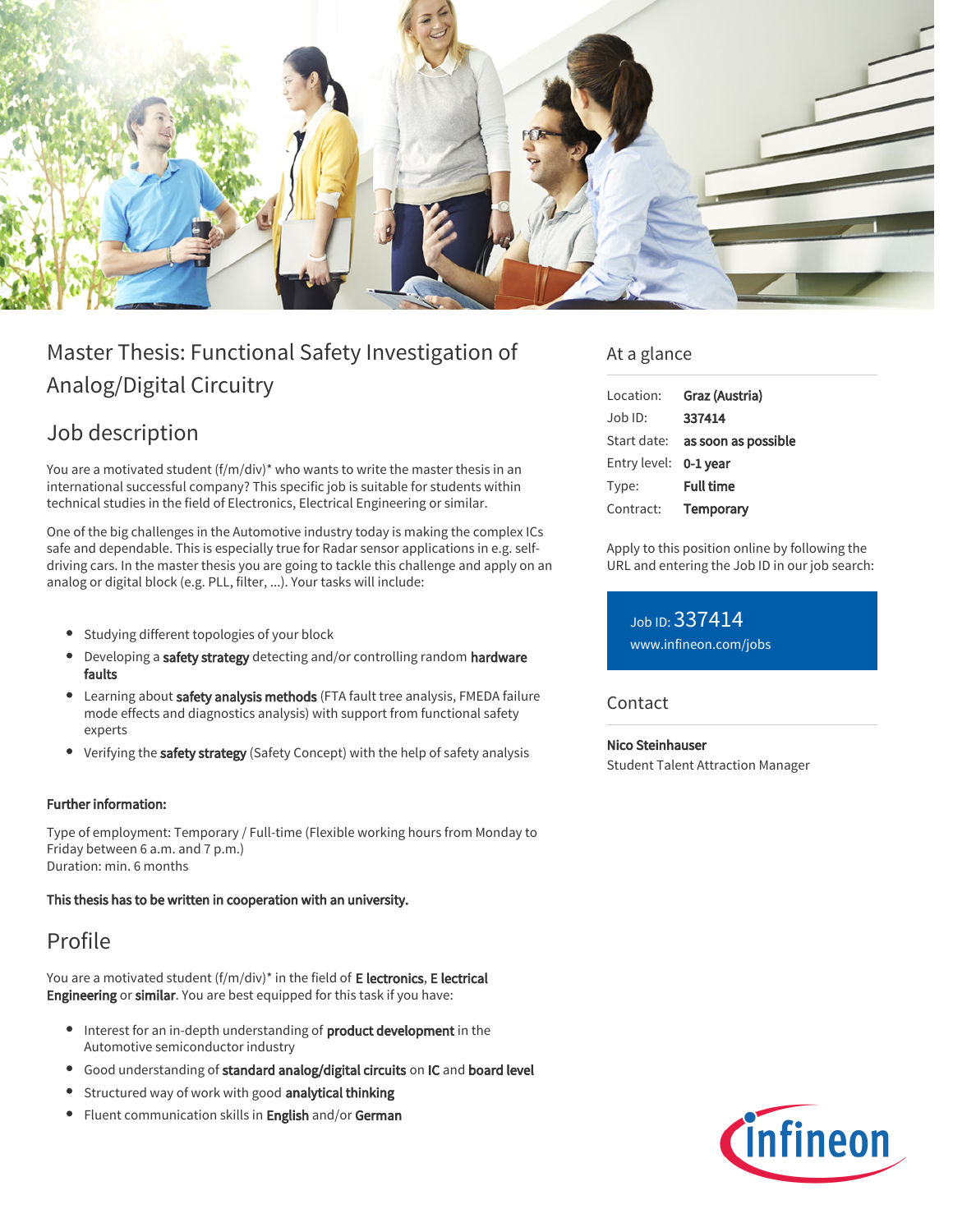# Master Thesis: Functional Safety Investigation of Analog/Digital Circuitry

## Job description

You are a motivated student (f/m/div)* who wants to write the master thesis in an international successful company? This specific job is suitable for students within technical studies in the field of Electronics, Electrical Engineering or similar.

One of the big challenges in the Automotive industry today is making the complex ICs safe and dependable. This is especially true for Radar sensor applications in e.g. self-driving cars. In the master thesis you are going to tackle this challenge and apply on an analog or digital block (e.g. PLL, filter, ...). Your tasks will include:

- Studying different topologies of your block
- Developing a **safety strategy** detecting and/or controlling random **hardware faults**
- Learning about **safety analysis methods** (FTA fault tree analysis, FMEDA failure mode effects and diagnostics analysis) with support from functional safety experts
- Verifying the **safety strategy** (Safety Concept) with the help of safety analysis

**Further information:**

Type of employment: Temporary / Full-time (Flexible working hours from Monday to Friday between 6 a.m. and 7 p.m.)
Duration: min. 6 months

**This thesis has to be written in cooperation with an university.**

## Profile

You are a motivated student (f/m/div)* in the field of **E lectronics**, **E lectrical Engineering** or **similar**. You are best equipped for this task if you have:

- Interest for an in-depth understanding of **product development** in the Automotive semiconductor industry
- Good understanding of **standard analog/digital circuits** on **IC** and **board level**
- Structured way of work with good **analytical thinking**
- Fluent communication skills in **English** and/or **German**

## At a glance

| | |
|---|---|
| Location: | **Graz (Austria)** |
| Job ID: | **337414** |
| Start date: | **as soon as possible** |
| Entry level: | **0-1 year** |
| Type: | **Full time** |
| Contract: | **Temporary** |

Apply to this position online by following the URL and entering the Job ID in our job search:

Job ID: 337414
www.infineon.com/jobs

## Contact

**Nico Steinhauser**
Student Talent Attraction Manager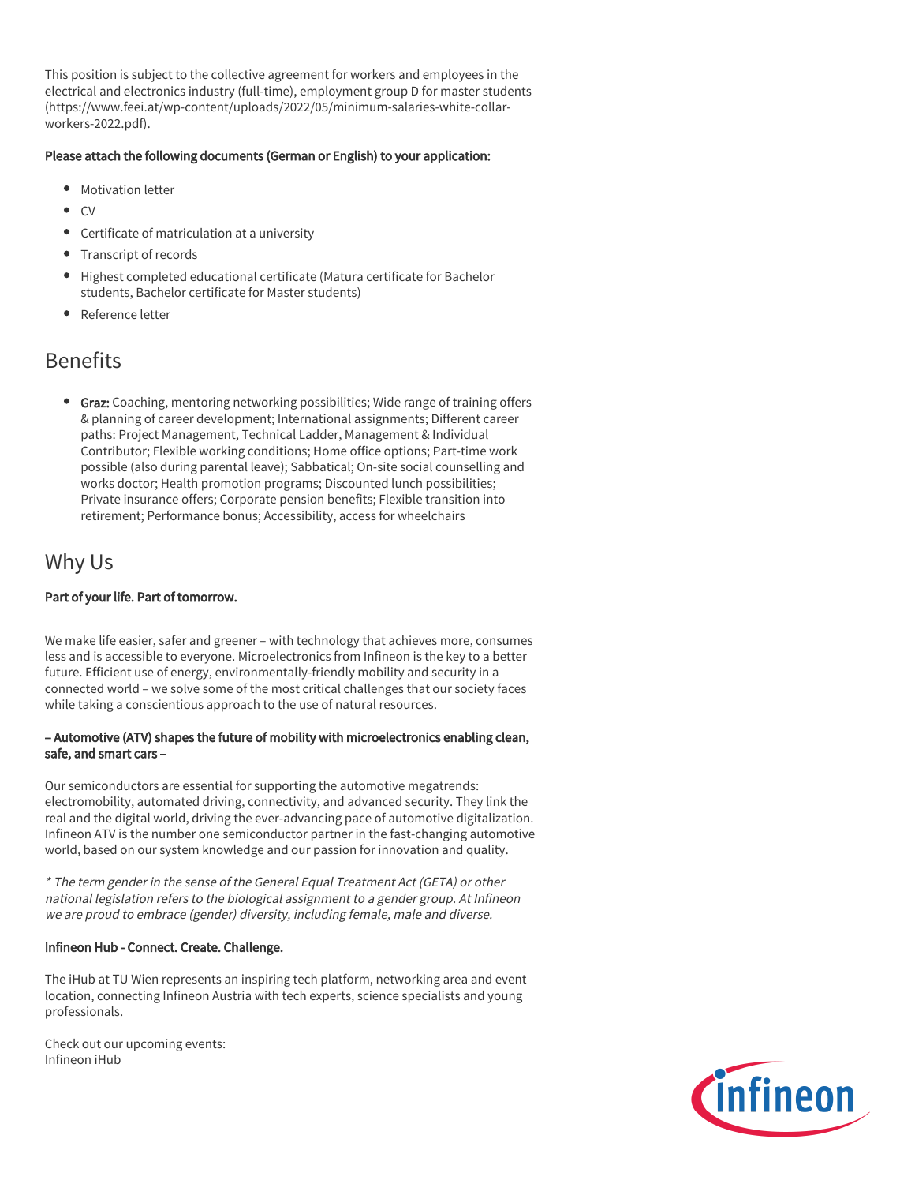This position is subject to the collective agreement for workers and employees in the electrical and electronics industry (full-time), employment group D for master students (https://www.feei.at/wp-content/uploads/2022/05/minimum-salaries-white-collar-workers-2022.pdf).

**Please attach the following documents (German or English) to your application:**

- Motivation letter
- CV
- Certificate of matriculation at a university
- Transcript of records
- Highest completed educational certificate (Matura certificate for Bachelor students, Bachelor certificate for Master students)
- Reference letter

## Benefits

- **Graz:** Coaching, mentoring networking possibilities; Wide range of training offers & planning of career development; International assignments; Different career paths: Project Management, Technical Ladder, Management & Individual Contributor; Flexible working conditions; Home office options; Part-time work possible (also during parental leave); Sabbatical; On-site social counselling and works doctor; Health promotion programs; Discounted lunch possibilities; Private insurance offers; Corporate pension benefits; Flexible transition into retirement; Performance bonus; Accessibility, access for wheelchairs

## Why Us

**Part of your life. Part of tomorrow.**

We make life easier, safer and greener – with technology that achieves more, consumes less and is accessible to everyone. Microelectronics from Infineon is the key to a better future. Efficient use of energy, environmentally-friendly mobility and security in a connected world – we solve some of the most critical challenges that our society faces while taking a conscientious approach to the use of natural resources.

**– Automotive (ATV) shapes the future of mobility with microelectronics enabling clean, safe, and smart cars –**

Our semiconductors are essential for supporting the automotive megatrends: electromobility, automated driving, connectivity, and advanced security. They link the real and the digital world, driving the ever-advancing pace of automotive digitalization. Infineon ATV is the number one semiconductor partner in the fast-changing automotive world, based on our system knowledge and our passion for innovation and quality.

*\* The term gender in the sense of the General Equal Treatment Act (GETA) or other national legislation refers to the biological assignment to a gender group. At Infineon we are proud to embrace (gender) diversity, including female, male and diverse.*

**Infineon Hub - Connect. Create. Challenge.**

The iHub at TU Wien represents an inspiring tech platform, networking area and event location, connecting Infineon Austria with tech experts, science specialists and young professionals.

Check out our upcoming events:
Infineon iHub